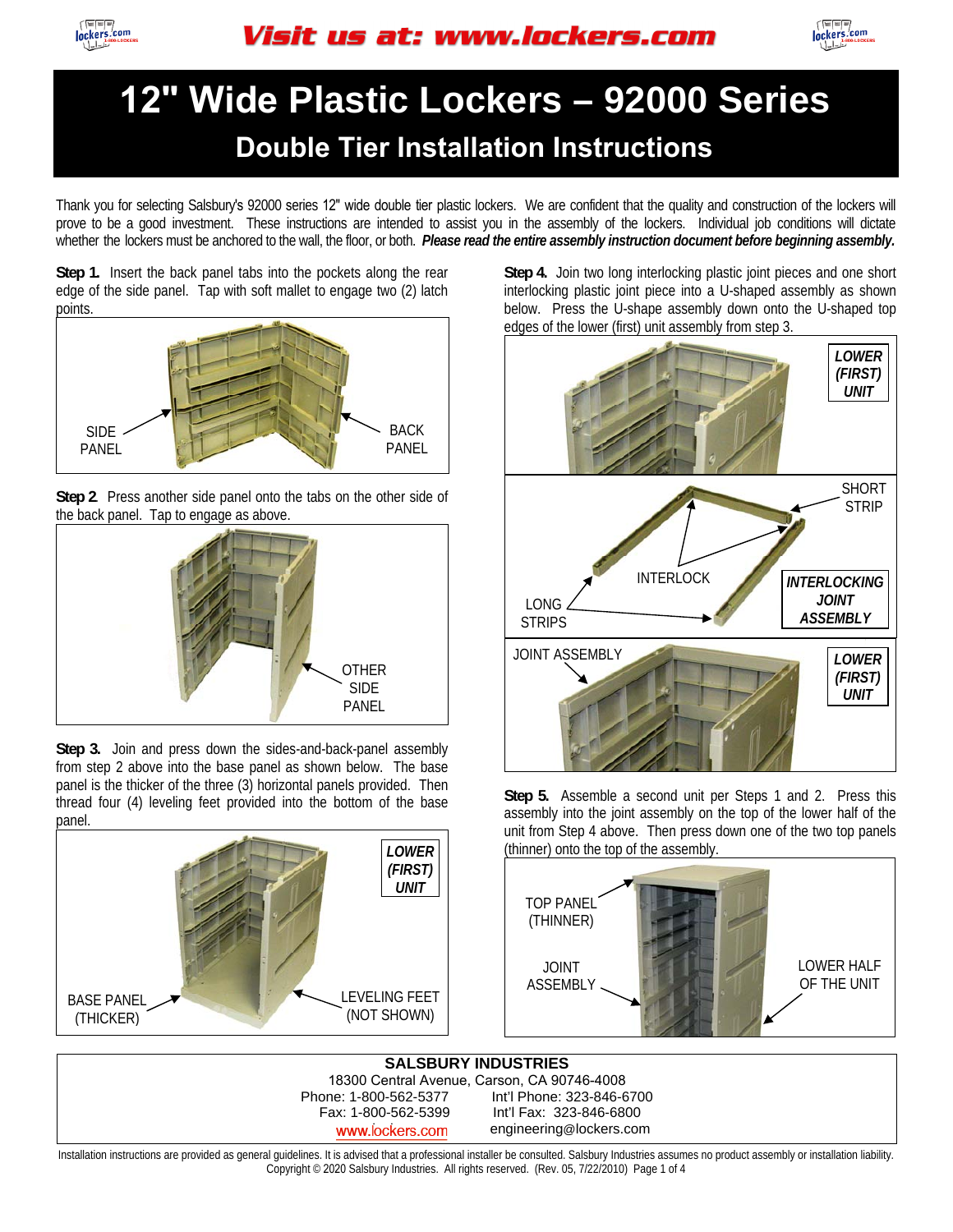Visit us at: www.lockers.com

# 12" Wide Plastic Lockers – 92000 Series

## Double Tier Installation Instructions

Thank you for selecting Salsbury's 92000 series 12" wide double tier plastic lockers. We are confident that the quality and construction of the lockers will prove to be a good investment. These instructions are intended to assist you in the assembly of the lockers. Individual job conditions will dictate whether the lockers must be anchored to the wall, the floor, or both. ***Please read the entire assembly instruction document before beginning assembly.***

**Step 1.** Insert the back panel tabs into the pockets along the rear edge of the side panel. Tap with soft mallet to engage two (2) latch points.

SIDE PANEL

BACK PANEL

**Step 2.** Press another side panel onto the tabs on the other side of the back panel. Tap to engage as above.

OTHER SIDE PANEL

**Step 3.** Join and press down the sides-and-back-panel assembly from step 2 above into the base panel as shown below. The base panel is the thicker of the three (3) horizontal panels provided. Then thread four (4) leveling feet provided into the bottom of the base panel.

*LOWER (FIRST) UNIT*

BASE PANEL (THICKER)

LEVELING FEET (NOT SHOWN)

**Step 4.** Join two long interlocking plastic joint pieces and one short interlocking plastic joint piece into a U-shaped assembly as shown below. Press the U-shape assembly down onto the U-shaped top edges of the lower (first) unit assembly from step 3.

*LOWER (FIRST) UNIT*

SHORT STRIP

INTERLOCK

LONG STRIPS

*INTERLOCKING JOINT ASSEMBLY*

JOINT ASSEMBLY

*LOWER (FIRST) UNIT*

**Step 5.** Assemble a second unit per Steps 1 and 2. Press this assembly into the joint assembly on the top of the lower half of the unit from Step 4 above. Then press down one of the two top panels (thinner) onto the top of the assembly.

TOP PANEL (THINNER)

JOINT ASSEMBLY

LOWER HALF OF THE UNIT

**SALSBURY INDUSTRIES**
18300 Central Avenue, Carson, CA 90746-4008
Phone: 1-800-562-5377 Int'l Phone: 323-846-6700
Fax: 1-800-562-5399 Int'l Fax: 323-846-6800
www.lockers.com engineering@lockers.com

Installation instructions are provided as general guidelines. It is advised that a professional installer be consulted. Salsbury Industries assumes no product assembly or installation liability.
Copyright © 2020 Salsbury Industries. All rights reserved. (Rev. 05, 7/22/2010)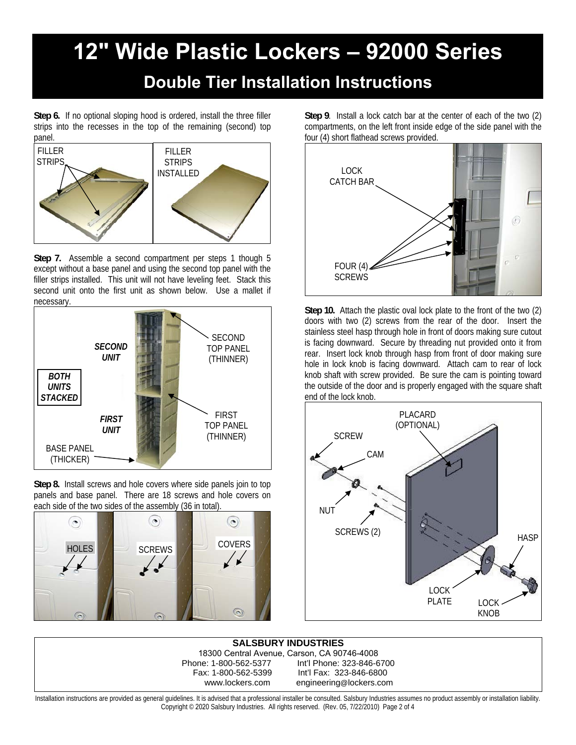# 12" Wide Plastic Lockers – 92000 Series

## Double Tier Installation Instructions

**Step 6.** If no optional sloping hood is ordered, install the three filler strips into the recesses in the top of the remaining (second) top panel.

FILLER STRIPS

FILLER STRIPS INSTALLED

**Step 7.** Assemble a second compartment per steps 1 though 5 except without a base panel and using the second top panel with the filler strips installed. This unit will not have leveling feet. Stack this second unit onto the first unit as shown below. Use a mallet if necessary.

*BOTH UNITS STACKED*

*SECOND UNIT*

*FIRST UNIT*

SECOND TOP PANEL (THINNER)

FIRST TOP PANEL (THINNER)

BASE PANEL (THICKER)

**Step 8.** Install screws and hole covers where side panels join to top panels and base panel. There are 18 screws and hole covers on each side of the two sides of the assembly (36 in total).

HOLES

SCREWS

COVERS

**Step 9**. Install a lock catch bar at the center of each of the two (2) compartments, on the left front inside edge of the side panel with the four (4) short flathead screws provided.

LOCK CATCH BAR

FOUR (4) SCREWS

**Step 10.** Attach the plastic oval lock plate to the front of the two (2) doors with two (2) screws from the rear of the door. Insert the stainless steel hasp through hole in front of doors making sure cutout is facing downward. Secure by threading nut provided onto it from rear. Insert lock knob through hasp from front of door making sure hole in lock knob is facing downward. Attach cam to rear of lock knob shaft with screw provided. Be sure the cam is pointing toward the outside of the door and is properly engaged with the square shaft end of the lock knob.

PLACARD (OPTIONAL)

SCREW

CAM

NUT

SCREWS (2)

HASP

LOCK PLATE

LOCK KNOB

**SALSBURY INDUSTRIES**
18300 Central Avenue, Carson, CA 90746-4008
Phone: 1-800-562-5377 Int'l Phone: 323-846-6700
Fax: 1-800-562-5399 Int'l Fax: 323-846-6800
www.lockers.com engineering@lockers.com

Installation instructions are provided as general guidelines. It is advised that a professional installer be consulted. Salsbury Industries assumes no product assembly or installation liability.
Copyright © 2020 Salsbury Industries. All rights reserved. (Rev. 05, 7/22/2010)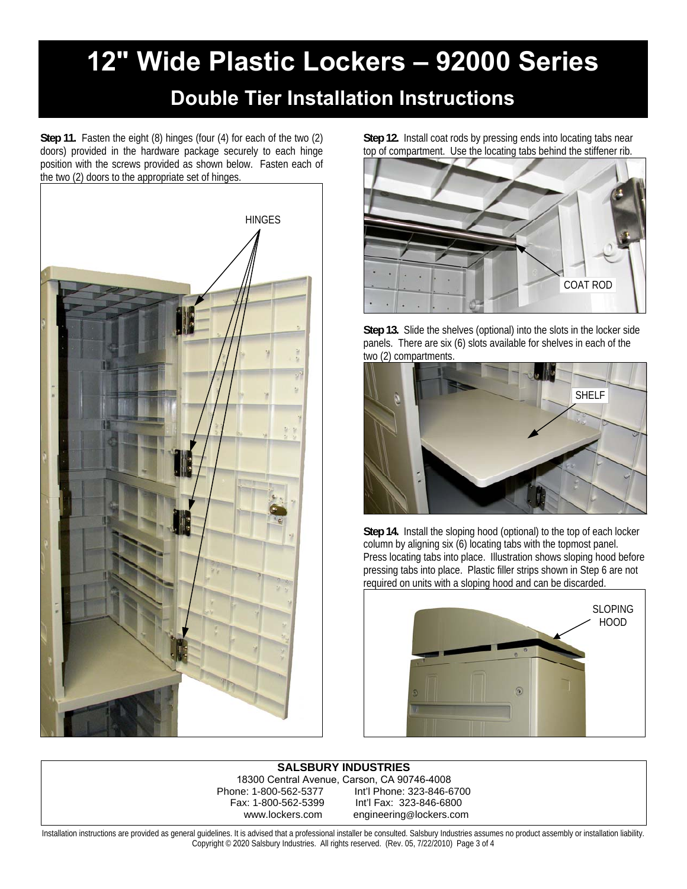# 12" Wide Plastic Lockers – 92000 Series

## Double Tier Installation Instructions

**Step 11.** Fasten the eight (8) hinges (four (4) for each of the two (2) doors) provided in the hardware package securely to each hinge position with the screws provided as shown below. Fasten each of the two (2) doors to the appropriate set of hinges.

HINGES

**Step 12.** Install coat rods by pressing ends into locating tabs near top of compartment. Use the locating tabs behind the stiffener rib.

COAT ROD

**Step 13.** Slide the shelves (optional) into the slots in the locker side panels. There are six (6) slots available for shelves in each of the two (2) compartments.

SHELF

**Step 14.** Install the sloping hood (optional) to the top of each locker column by aligning six (6) locating tabs with the topmost panel. Press locating tabs into place. Illustration shows sloping hood before pressing tabs into place. Plastic filler strips shown in Step 6 are not required on units with a sloping hood and can be discarded.

SLOPING HOOD

**SALSBURY INDUSTRIES**
18300 Central Avenue, Carson, CA 90746-4008
Phone: 1-800-562-5377 Int'l Phone: 323-846-6700
Fax: 1-800-562-5399 Int'l Fax: 323-846-6800
www.lockers.com engineering@lockers.com

Installation instructions are provided as general guidelines. It is advised that a professional installer be consulted. Salsbury Industries assumes no product assembly or installation liability.
Copyright © 2020 Salsbury Industries. All rights reserved. (Rev. 05, 7/22/2010)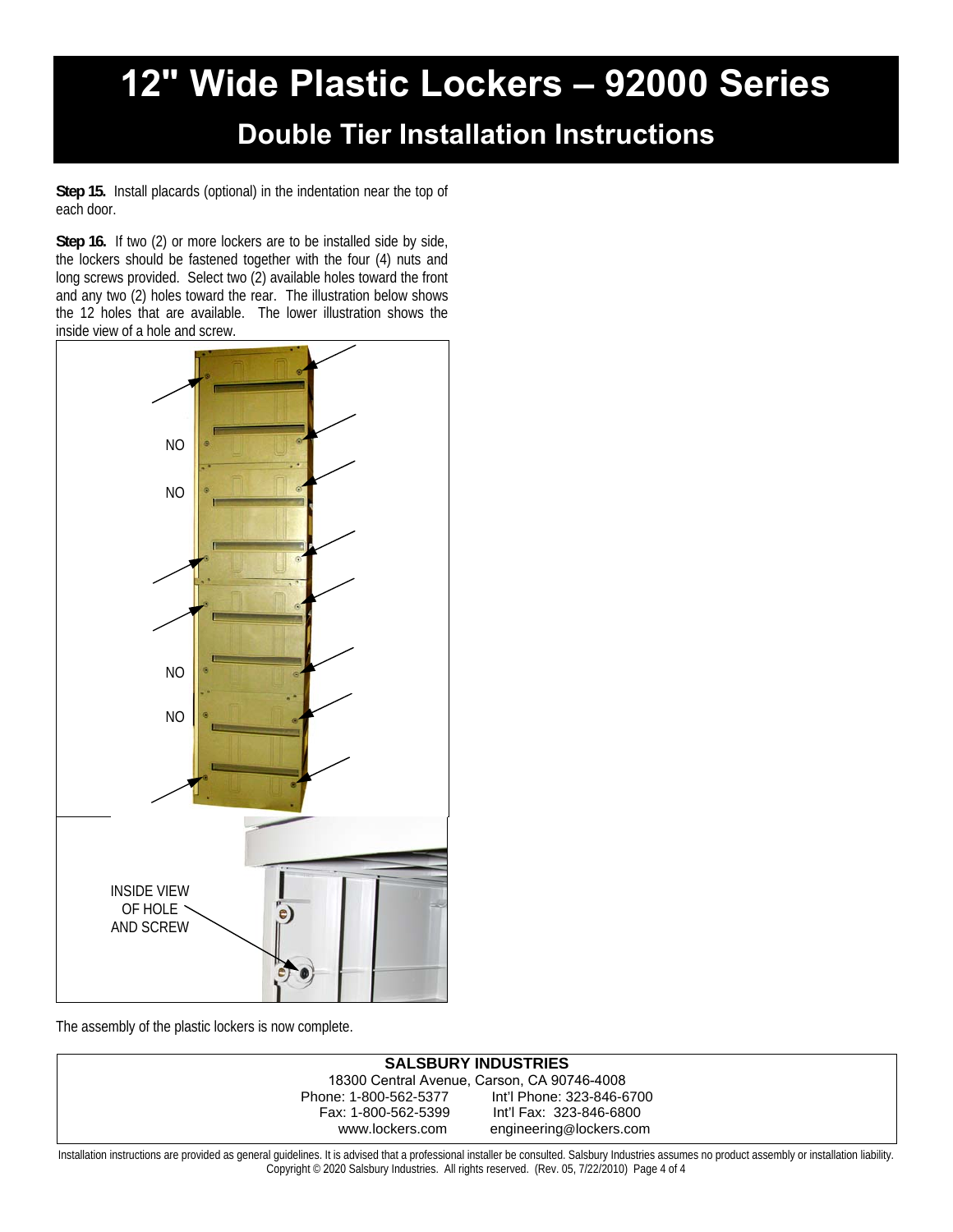# 12" Wide Plastic Lockers – 92000 Series

## Double Tier Installation Instructions

**Step 15.** Install placards (optional) in the indentation near the top of each door.

**Step 16.** If two (2) or more lockers are to be installed side by side, the lockers should be fastened together with the four (4) nuts and long screws provided. Select two (2) available holes toward the front and any two (2) holes toward the rear. The illustration below shows the 12 holes that are available. The lower illustration shows the inside view of a hole and screw.

NO

NO

NO

NO

INSIDE VIEW OF HOLE AND SCREW

The assembly of the plastic lockers is now complete.

**SALSBURY INDUSTRIES**
18300 Central Avenue, Carson, CA 90746-4008
Phone: 1-800-562-5377 Int'l Phone: 323-846-6700
Fax: 1-800-562-5399 Int'l Fax: 323-846-6800
www.lockers.com engineering@lockers.com

Installation instructions are provided as general guidelines. It is advised that a professional installer be consulted. Salsbury Industries assumes no product assembly or installation liability.
Copyright © 2020 Salsbury Industries. All rights reserved. (Rev. 05, 7/22/2010)